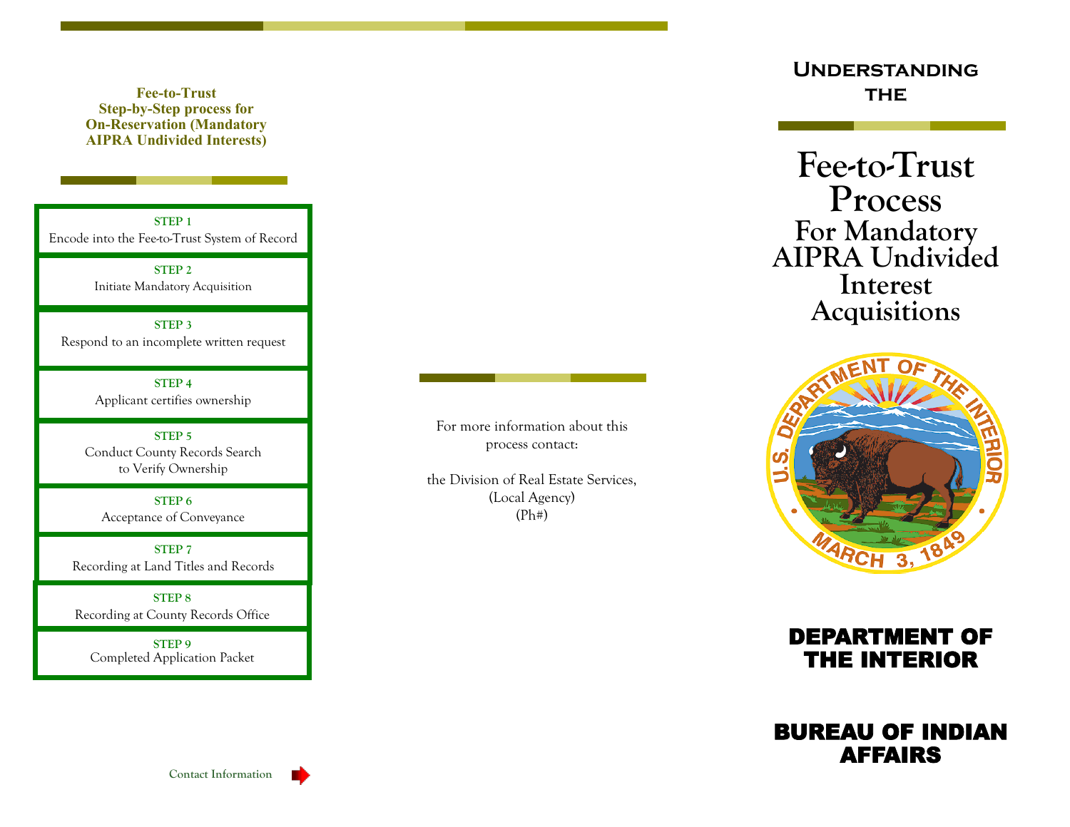## Fee-to-Trust Step-by-Step process for On-Reservation (Mandatory AIPRA Undivided Interests)

**STEP 1**
Encode into the Fee-to-Trust System of Record

**STEP 2**
Initiate Mandatory Acquisition

**STEP 3**
Respond to an incomplete written request

**STEP 4**
Applicant certifies ownership

**STEP 5**
Conduct County Records Search to Verify Ownership

**STEP 6**
Acceptance of Conveyance

**STEP 7**
Recording at Land Titles and Records

**STEP 8**
Recording at County Records Office

**STEP 9**
Completed Application Packet

Contact Information

For more information about this process contact:

the Division of Real Estate Services,
(Local Agency)
(Ph#)

# Understanding the

# Fee-to-Trust Process

## For Mandatory AIPRA Undivided Interest Acquisitions

U.S. DEPARTMENT OF THE INTERIOR
MARCH 3, 1849

## DEPARTMENT OF THE INTERIOR

## BUREAU OF INDIAN AFFAIRS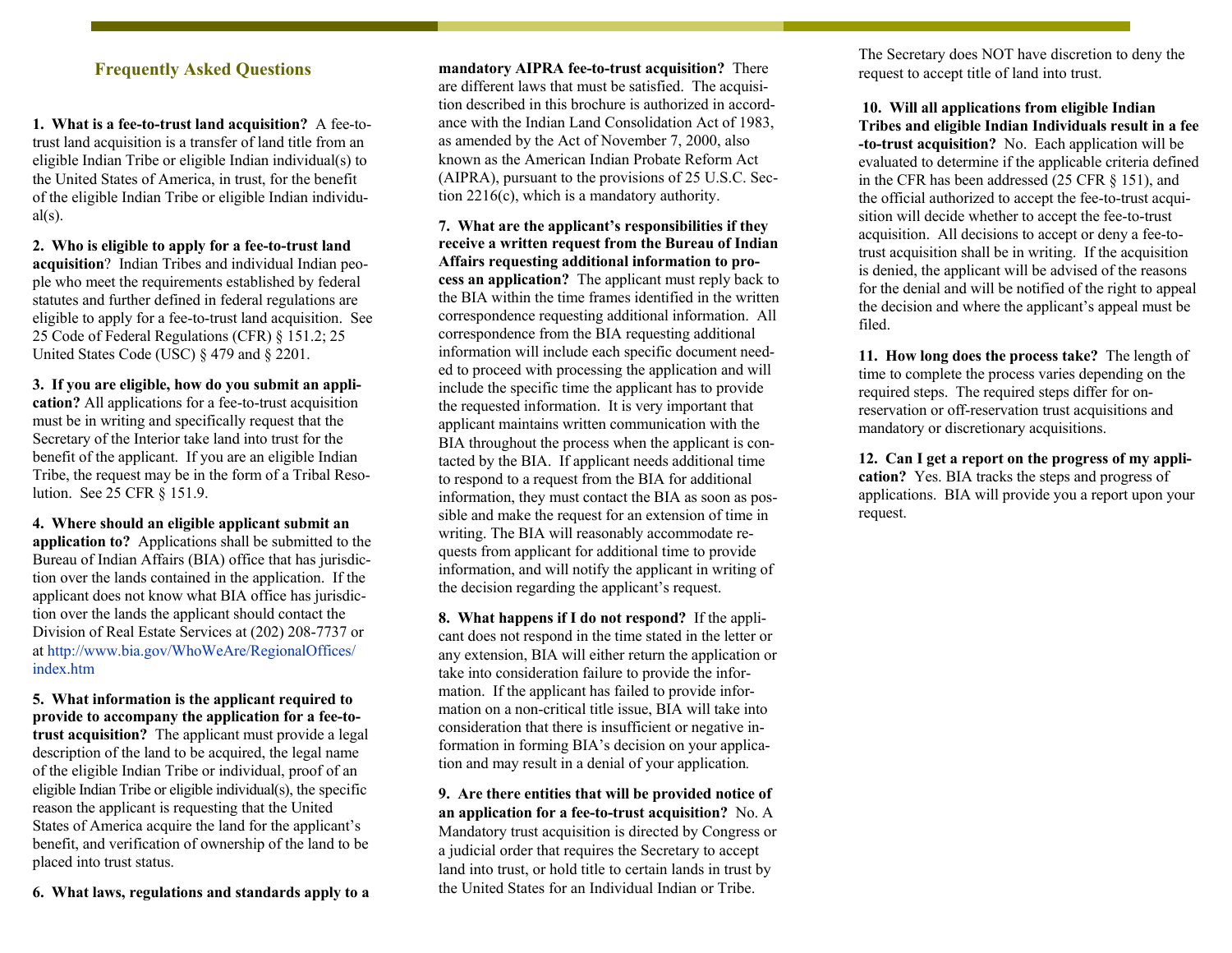## Frequently Asked Questions

**1. What is a fee-to-trust land acquisition?** A fee-to-trust land acquisition is a transfer of land title from an eligible Indian Tribe or eligible Indian individual(s) to the United States of America, in trust, for the benefit of the eligible Indian Tribe or eligible Indian individual(s).

**2. Who is eligible to apply for a fee-to-trust land acquisition**? Indian Tribes and individual Indian people who meet the requirements established by federal statutes and further defined in federal regulations are eligible to apply for a fee-to-trust land acquisition. See 25 Code of Federal Regulations (CFR) § 151.2; 25 United States Code (USC) § 479 and § 2201.

**3. If you are eligible, how do you submit an application?** All applications for a fee-to-trust acquisition must be in writing and specifically request that the Secretary of the Interior take land into trust for the benefit of the applicant. If you are an eligible Indian Tribe, the request may be in the form of a Tribal Resolution. See 25 CFR § 151.9.

**4. Where should an eligible applicant submit an application to?** Applications shall be submitted to the Bureau of Indian Affairs (BIA) office that has jurisdiction over the lands contained in the application. If the applicant does not know what BIA office has jurisdiction over the lands the applicant should contact the Division of Real Estate Services at (202) 208-7737 or at http://www.bia.gov/WhoWeAre/RegionalOffices/index.htm

**5. What information is the applicant required to provide to accompany the application for a fee-to-trust acquisition?** The applicant must provide a legal description of the land to be acquired, the legal name of the eligible Indian Tribe or individual, proof of an eligible Indian Tribe or eligible individual(s), the specific reason the applicant is requesting that the United States of America acquire the land for the applicant's benefit, and verification of ownership of the land to be placed into trust status.

**6. What laws, regulations and standards apply to a mandatory AIPRA fee-to-trust acquisition?** There are different laws that must be satisfied. The acquisition described in this brochure is authorized in accordance with the Indian Land Consolidation Act of 1983, as amended by the Act of November 7, 2000, also known as the American Indian Probate Reform Act (AIPRA), pursuant to the provisions of 25 U.S.C. Section 2216(c), which is a mandatory authority.

**7. What are the applicant's responsibilities if they receive a written request from the Bureau of Indian Affairs requesting additional information to process an application?** The applicant must reply back to the BIA within the time frames identified in the written correspondence requesting additional information. All correspondence from the BIA requesting additional information will include each specific document needed to proceed with processing the application and will include the specific time the applicant has to provide the requested information. It is very important that applicant maintains written communication with the BIA throughout the process when the applicant is contacted by the BIA. If applicant needs additional time to respond to a request from the BIA for additional information, they must contact the BIA as soon as possible and make the request for an extension of time in writing. The BIA will reasonably accommodate requests from applicant for additional time to provide information, and will notify the applicant in writing of the decision regarding the applicant's request.

**8. What happens if I do not respond?** If the applicant does not respond in the time stated in the letter or any extension, BIA will either return the application or take into consideration failure to provide the information. If the applicant has failed to provide information on a non-critical title issue, BIA will take into consideration that there is insufficient or negative information in forming BIA's decision on your application and may result in a denial of your application.

**9. Are there entities that will be provided notice of an application for a fee-to-trust acquisition?** No. A Mandatory trust acquisition is directed by Congress or a judicial order that requires the Secretary to accept land into trust, or hold title to certain lands in trust by the United States for an Individual Indian or Tribe. The Secretary does NOT have discretion to deny the request to accept title of land into trust.

**10. Will all applications from eligible Indian Tribes and eligible Indian Individuals result in a fee-to-trust acquisition?** No. Each application will be evaluated to determine if the applicable criteria defined in the CFR has been addressed (25 CFR § 151), and the official authorized to accept the fee-to-trust acquisition will decide whether to accept the fee-to-trust acquisition. All decisions to accept or deny a fee-to-trust acquisition shall be in writing. If the acquisition is denied, the applicant will be advised of the reasons for the denial and will be notified of the right to appeal the decision and where the applicant's appeal must be filed.

**11. How long does the process take?** The length of time to complete the process varies depending on the required steps. The required steps differ for on-reservation or off-reservation trust acquisitions and mandatory or discretionary acquisitions.

**12. Can I get a report on the progress of my application?** Yes. BIA tracks the steps and progress of applications. BIA will provide you a report upon your request.